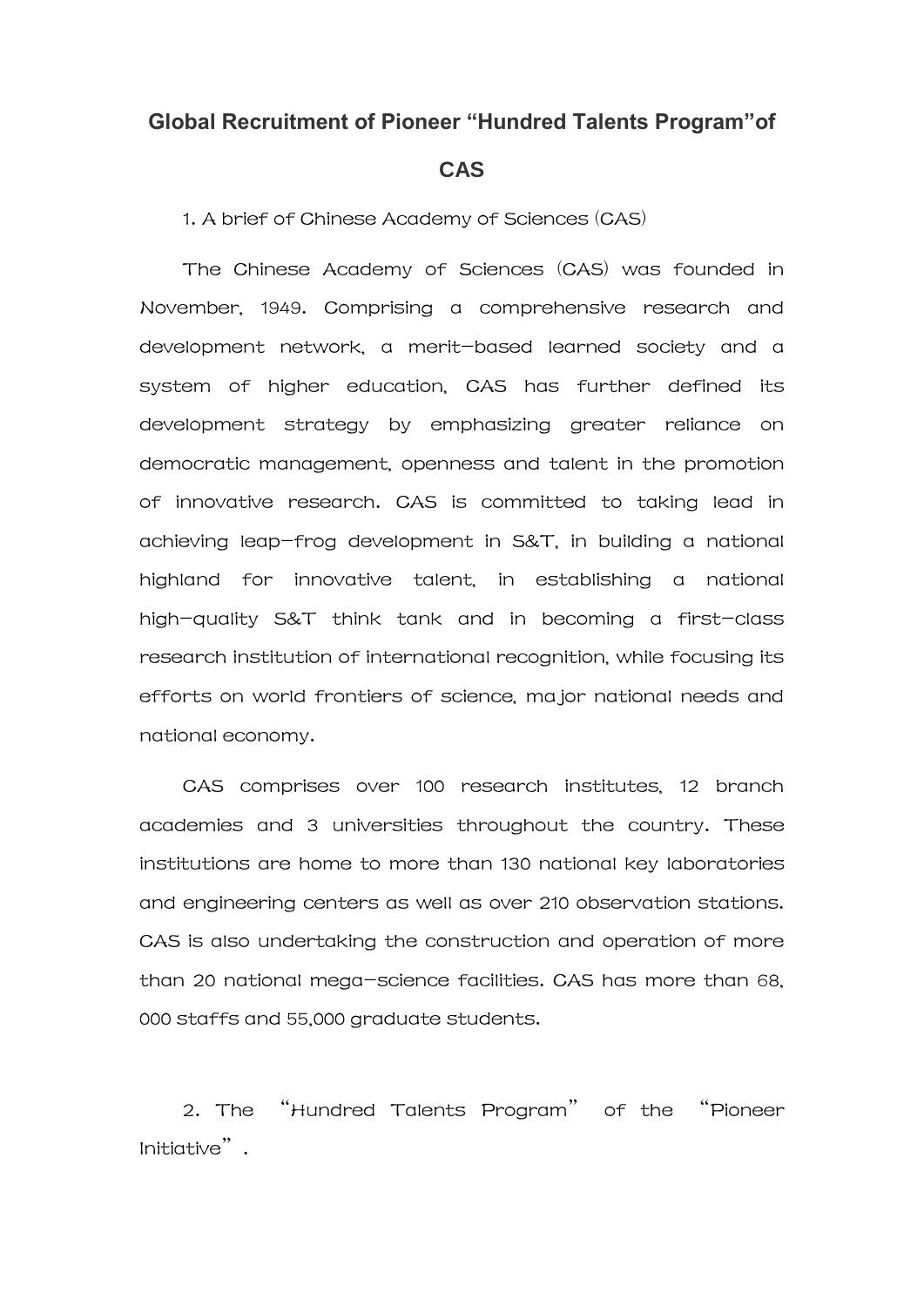# Global Recruitment of Pioneer "Hundred Talents Program"of CAS

## 1. A brief of Chinese Academy of Sciences (CAS)

The Chinese Academy of Sciences (CAS) was founded in November, 1949. Comprising a comprehensive research and development network, a merit-based learned society and a system of higher education, CAS has further defined its development strategy by emphasizing greater reliance on democratic management, openness and talent in the promotion of innovative research. CAS is committed to taking lead in achieving leap-frog development in S&T, in building a national highland for innovative talent, in establishing a national high-quality S&T think tank and in becoming a first-class research institution of international recognition, while focusing its efforts on world frontiers of science, major national needs and national economy.

CAS comprises over 100 research institutes, 12 branch academies and 3 universities throughout the country. These institutions are home to more than 130 national key laboratories and engineering centers as well as over 210 observation stations. CAS is also undertaking the construction and operation of more than 20 national mega-science facilities. CAS has more than 68, 000 staffs and 55,000 graduate students.

## 2. The "Hundred Talents Program" of the "Pioneer Initiative".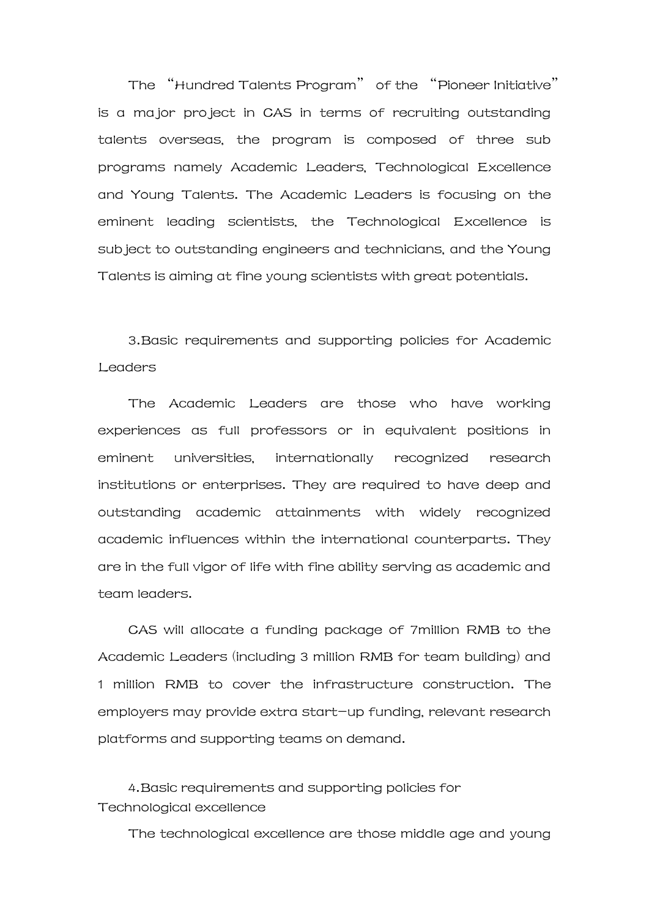The "Hundred Talents Program" of the "Pioneer Initiative" is a major project in CAS in terms of recruiting outstanding talents overseas, the program is composed of three sub programs namely Academic Leaders, Technological Excellence and Young Talents. The Academic Leaders is focusing on the eminent leading scientists, the Technological Excellence is subject to outstanding engineers and technicians, and the Young Talents is aiming at fine young scientists with great potentials.

3.Basic requirements and supporting policies for Academic Leaders

The Academic Leaders are those who have working experiences as full professors or in equivalent positions in eminent universities, internationally recognized research institutions or enterprises. They are required to have deep and outstanding academic attainments with widely recognized academic influences within the international counterparts. They are in the full vigor of life with fine ability serving as academic and team leaders.

CAS will allocate a funding package of 7million RMB to the Academic Leaders (including 3 million RMB for team building) and 1 million RMB to cover the infrastructure construction. The employers may provide extra start-up funding, relevant research platforms and supporting teams on demand.

4.Basic requirements and supporting policies for Technological excellence

The technological excellence are those middle age and young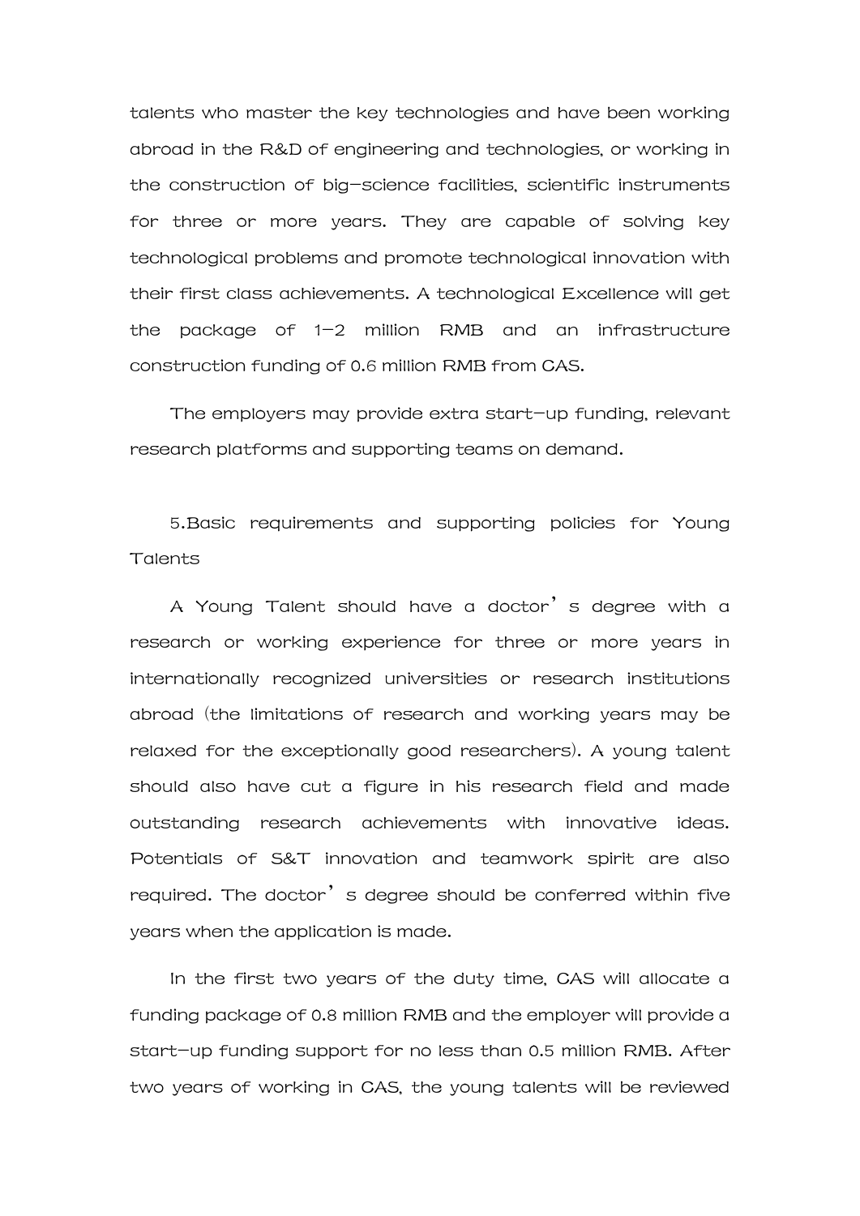talents who master the key technologies and have been working abroad in the R&D of engineering and technologies, or working in the construction of big-science facilities, scientific instruments for three or more years. They are capable of solving key technological problems and promote technological innovation with their first class achievements. A technological Excellence will get the package of 1-2 million RMB and an infrastructure construction funding of 0.6 million RMB from CAS.

The employers may provide extra start-up funding, relevant research platforms and supporting teams on demand.

5.Basic requirements and supporting policies for Young Talents

A Young Talent should have a doctor's degree with a research or working experience for three or more years in internationally recognized universities or research institutions abroad (the limitations of research and working years may be relaxed for the exceptionally good researchers). A young talent should also have cut a figure in his research field and made outstanding research achievements with innovative ideas. Potentials of S&T innovation and teamwork spirit are also required. The doctor's degree should be conferred within five years when the application is made.

In the first two years of the duty time, CAS will allocate a funding package of 0.8 million RMB and the employer will provide a start-up funding support for no less than 0.5 million RMB. After two years of working in CAS, the young talents will be reviewed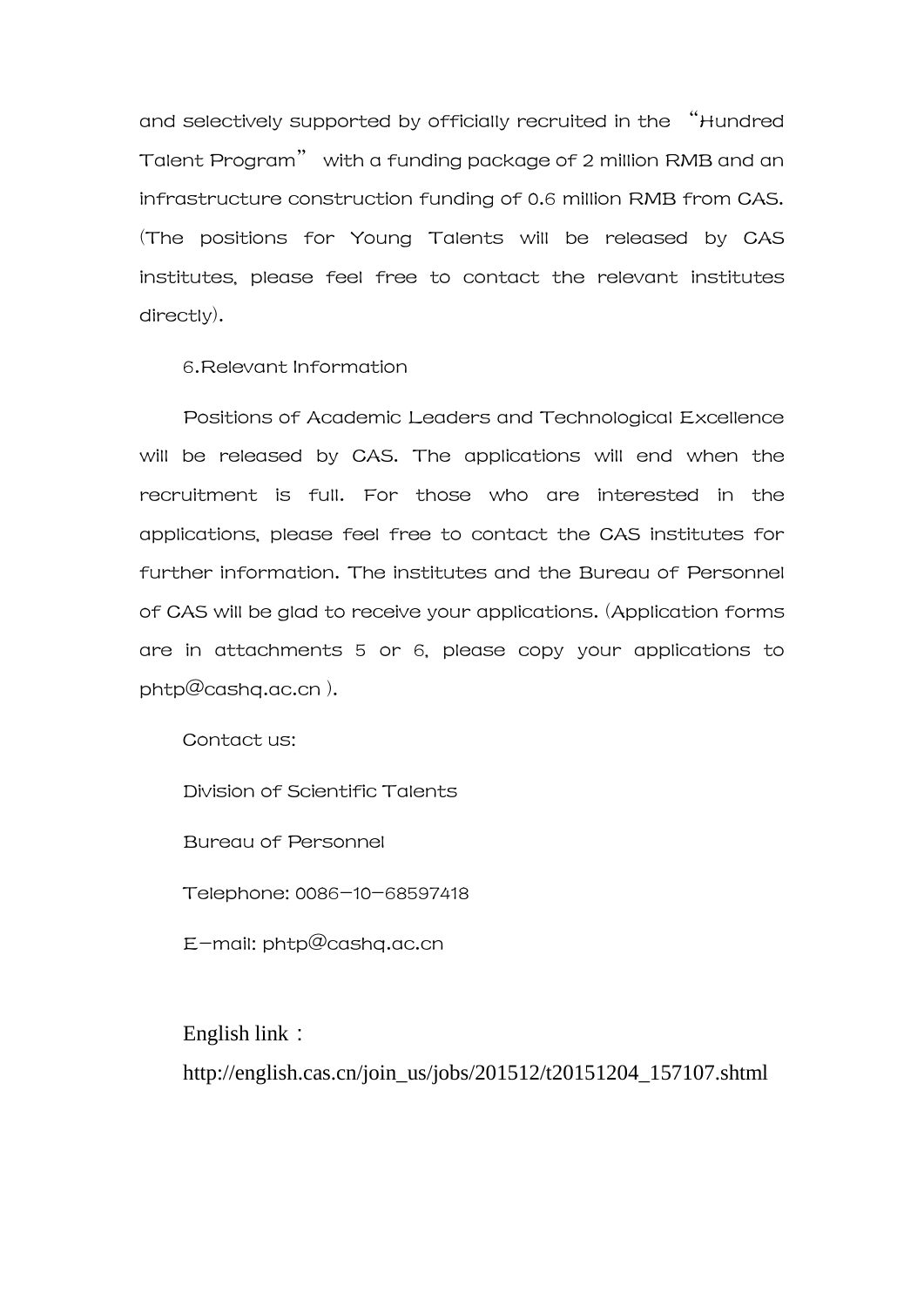and selectively supported by officially recruited in the "Hundred Talent Program" with a funding package of 2 million RMB and an infrastructure construction funding of 0.6 million RMB from CAS. (The positions for Young Talents will be released by CAS institutes, please feel free to contact the relevant institutes directly).

6.Relevant Information

Positions of Academic Leaders and Technological Excellence will be released by CAS. The applications will end when the recruitment is full. For those who are interested in the applications, please feel free to contact the CAS institutes for further information. The institutes and the Bureau of Personnel of CAS will be glad to receive your applications. (Application forms are in attachments 5 or 6, please copy your applications to phtp@cashq.ac.cn ).

Contact us:

Division of Scientific Talents

Bureau of Personnel

Telephone: 0086-10-68597418

E-mail: phtp@cashq.ac.cn

English link：

http://english.cas.cn/join_us/jobs/201512/t20151204_157107.shtml